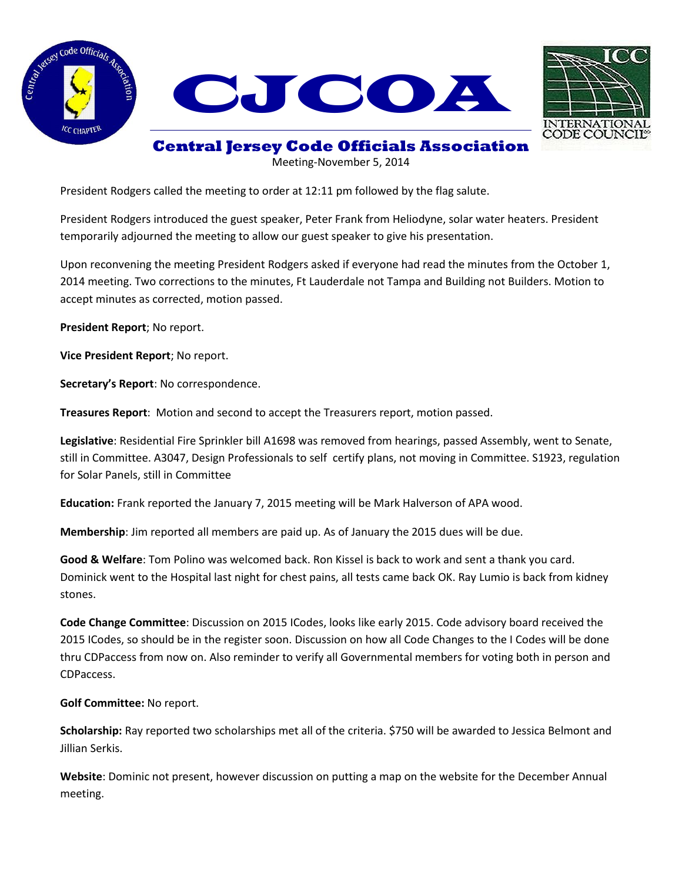# CJCOA

## Central Jersey Code Officials Association

Meeting-November 5, 2014

President Rodgers called the meeting to order at 12:11 pm followed by the flag salute.

President Rodgers introduced the guest speaker, Peter Frank from Heliodyne, solar water heaters. President temporarily adjourned the meeting to allow our guest speaker to give his presentation.

Upon reconvening the meeting President Rodgers asked if everyone had read the minutes from the October 1, 2014 meeting. Two corrections to the minutes, Ft Lauderdale not Tampa and Building not Builders. Motion to accept minutes as corrected, motion passed.

**President Report**; No report.

**Vice President Report**; No report.

**Secretary's Report**: No correspondence.

**Treasures Report**: Motion and second to accept the Treasurers report, motion passed.

**Legislative**: Residential Fire Sprinkler bill A1698 was removed from hearings, passed Assembly, went to Senate, still in Committee. A3047, Design Professionals to self certify plans, not moving in Committee. S1923, regulation for Solar Panels, still in Committee

**Education:** Frank reported the January 7, 2015 meeting will be Mark Halverson of APA wood.

**Membership**: Jim reported all members are paid up. As of January the 2015 dues will be due.

**Good & Welfare**: Tom Polino was welcomed back. Ron Kissel is back to work and sent a thank you card. Dominick went to the Hospital last night for chest pains, all tests came back OK. Ray Lumio is back from kidney stones.

**Code Change Committee**: Discussion on 2015 ICodes, looks like early 2015. Code advisory board received the 2015 ICodes, so should be in the register soon. Discussion on how all Code Changes to the I Codes will be done thru CDPaccess from now on. Also reminder to verify all Governmental members for voting both in person and CDPaccess.

**Golf Committee:** No report.

**Scholarship:** Ray reported two scholarships met all of the criteria. $750 will be awarded to Jessica Belmont and Jillian Serkis.

**Website**: Dominic not present, however discussion on putting a map on the website for the December Annual meeting.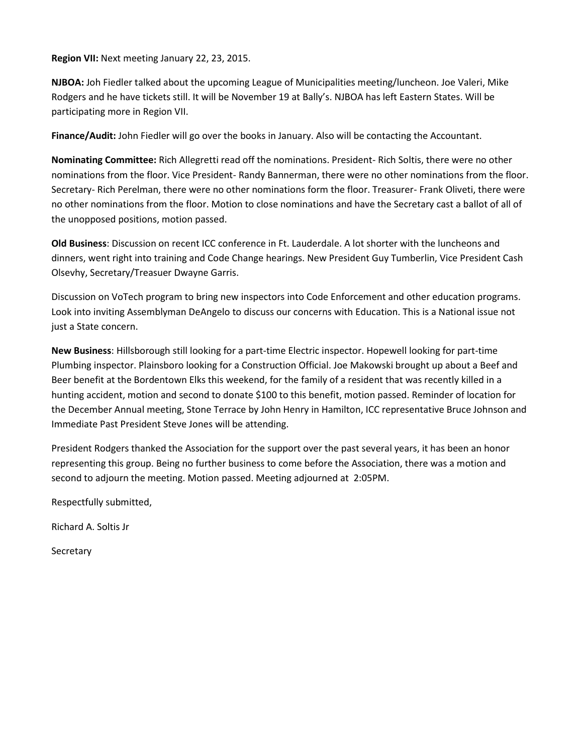**Region VII:** Next meeting January 22, 23, 2015.

**NJBOA:** Joh Fiedler talked about the upcoming League of Municipalities meeting/luncheon. Joe Valeri, Mike Rodgers and he have tickets still. It will be November 19 at Bally's. NJBOA has left Eastern States. Will be participating more in Region VII.

**Finance/Audit:** John Fiedler will go over the books in January. Also will be contacting the Accountant.

**Nominating Committee:** Rich Allegretti read off the nominations. President- Rich Soltis, there were no other nominations from the floor. Vice President- Randy Bannerman, there were no other nominations from the floor. Secretary- Rich Perelman, there were no other nominations form the floor. Treasurer- Frank Oliveti, there were no other nominations from the floor. Motion to close nominations and have the Secretary cast a ballot of all of the unopposed positions, motion passed.

**Old Business**: Discussion on recent ICC conference in Ft. Lauderdale. A lot shorter with the luncheons and dinners, went right into training and Code Change hearings. New President Guy Tumberlin, Vice President Cash Olsevhy, Secretary/Treasuer Dwayne Garris.

Discussion on VoTech program to bring new inspectors into Code Enforcement and other education programs. Look into inviting Assemblyman DeAngelo to discuss our concerns with Education. This is a National issue not just a State concern.

**New Business**: Hillsborough still looking for a part-time Electric inspector. Hopewell looking for part-time Plumbing inspector. Plainsboro looking for a Construction Official. Joe Makowski brought up about a Beef and Beer benefit at the Bordentown Elks this weekend, for the family of a resident that was recently killed in a hunting accident, motion and second to donate $100 to this benefit, motion passed. Reminder of location for the December Annual meeting, Stone Terrace by John Henry in Hamilton, ICC representative Bruce Johnson and Immediate Past President Steve Jones will be attending.

President Rodgers thanked the Association for the support over the past several years, it has been an honor representing this group. Being no further business to come before the Association, there was a motion and second to adjourn the meeting. Motion passed. Meeting adjourned at 2:05PM.

Respectfully submitted,

Richard A. Soltis Jr

Secretary